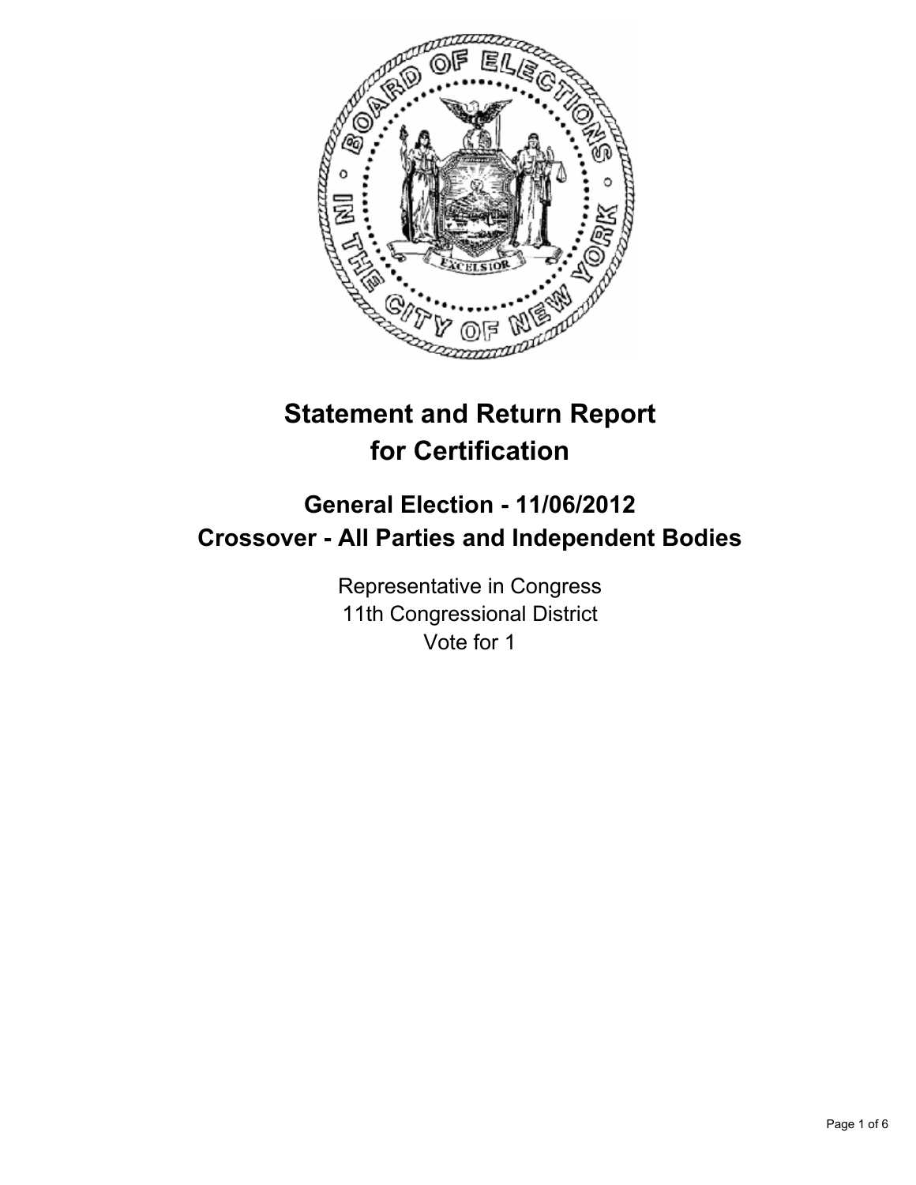# Statement and Return Report for Certification

## General Election - 11/06/2012
## Crossover - All Parties and Independent Bodies

Representative in Congress
11th Congressional District
Vote for 1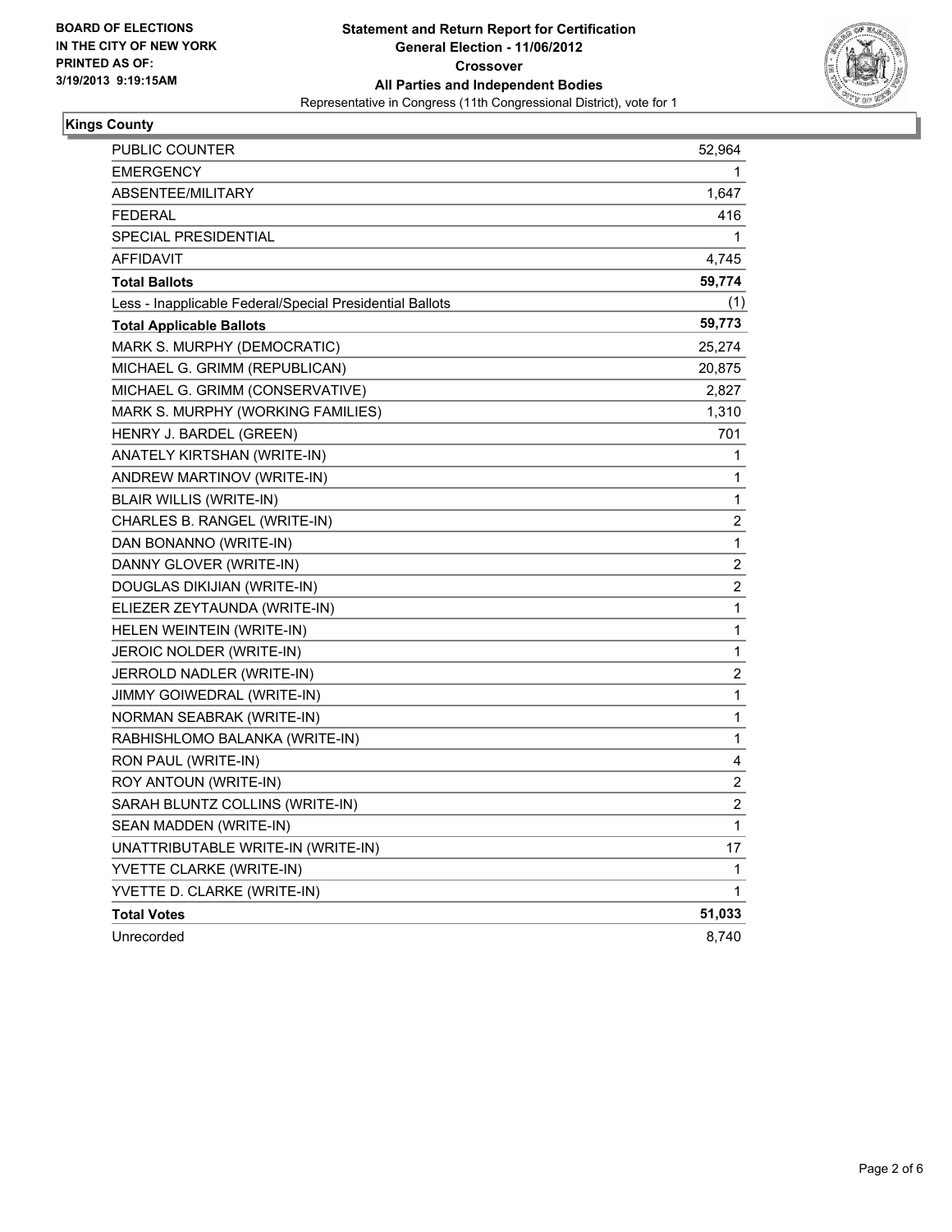BOARD OF ELECTIONS
IN THE CITY OF NEW YORK
PRINTED AS OF:
3/19/2013 9:19:15AM

# Statement and Return Report for Certification
## General Election - 11/06/2012
## Crossover
## All Parties and Independent Bodies
Representative in Congress (11th Congressional District), vote for 1

### Kings County

| | |
|---|---|
| PUBLIC COUNTER | 52,964 |
| EMERGENCY | 1 |
| ABSENTEE/MILITARY | 1,647 |
| FEDERAL | 416 |
| SPECIAL PRESIDENTIAL | 1 |
| AFFIDAVIT | 4,745 |
| **Total Ballots** | **59,774** |
| Less - Inapplicable Federal/Special Presidential Ballots | (1) |
| **Total Applicable Ballots** | **59,773** |
| MARK S. MURPHY (DEMOCRATIC) | 25,274 |
| MICHAEL G. GRIMM (REPUBLICAN) | 20,875 |
| MICHAEL G. GRIMM (CONSERVATIVE) | 2,827 |
| MARK S. MURPHY (WORKING FAMILIES) | 1,310 |
| HENRY J. BARDEL (GREEN) | 701 |
| ANATELY KIRTSHAN (WRITE-IN) | 1 |
| ANDREW MARTINOV (WRITE-IN) | 1 |
| BLAIR WILLIS (WRITE-IN) | 1 |
| CHARLES B. RANGEL (WRITE-IN) | 2 |
| DAN BONANNO (WRITE-IN) | 1 |
| DANNY GLOVER (WRITE-IN) | 2 |
| DOUGLAS DIKIJIAN (WRITE-IN) | 2 |
| ELIEZER ZEYTAUNDA (WRITE-IN) | 1 |
| HELEN WEINTEIN (WRITE-IN) | 1 |
| JEROIC NOLDER (WRITE-IN) | 1 |
| JERROLD NADLER (WRITE-IN) | 2 |
| JIMMY GOIWEDRAL (WRITE-IN) | 1 |
| NORMAN SEABRAK (WRITE-IN) | 1 |
| RABHISHLOMO BALANKA (WRITE-IN) | 1 |
| RON PAUL (WRITE-IN) | 4 |
| ROY ANTOUN (WRITE-IN) | 2 |
| SARAH BLUNTZ COLLINS (WRITE-IN) | 2 |
| SEAN MADDEN (WRITE-IN) | 1 |
| UNATTRIBUTABLE WRITE-IN (WRITE-IN) | 17 |
| YVETTE CLARKE (WRITE-IN) | 1 |
| YVETTE D. CLARKE (WRITE-IN) | 1 |
| **Total Votes** | **51,033** |
| Unrecorded | 8,740 |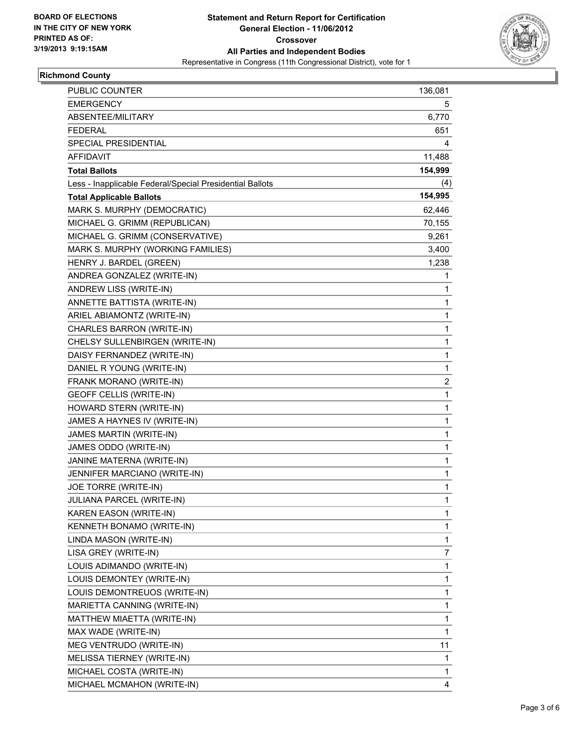**BOARD OF ELECTIONS IN THE CITY OF NEW YORK PRINTED AS OF: 3/19/2013 9:19:15AM**

# Statement and Return Report for Certification
## General Election - 11/06/2012
## Crossover
## All Parties and Independent Bodies
Representative in Congress (11th Congressional District), vote for 1

### Richmond County

| | |
|---|---|
| PUBLIC COUNTER | 136,081 |
| EMERGENCY | 5 |
| ABSENTEE/MILITARY | 6,770 |
| FEDERAL | 651 |
| SPECIAL PRESIDENTIAL | 4 |
| AFFIDAVIT | 11,488 |
| **Total Ballots** | **154,999** |
| Less - Inapplicable Federal/Special Presidential Ballots | (4) |
| **Total Applicable Ballots** | **154,995** |
| MARK S. MURPHY (DEMOCRATIC) | 62,446 |
| MICHAEL G. GRIMM (REPUBLICAN) | 70,155 |
| MICHAEL G. GRIMM (CONSERVATIVE) | 9,261 |
| MARK S. MURPHY (WORKING FAMILIES) | 3,400 |
| HENRY J. BARDEL (GREEN) | 1,238 |
| ANDREA GONZALEZ (WRITE-IN) | 1 |
| ANDREW LISS (WRITE-IN) | 1 |
| ANNETTE BATTISTA (WRITE-IN) | 1 |
| ARIEL ABIAMONTZ (WRITE-IN) | 1 |
| CHARLES BARRON (WRITE-IN) | 1 |
| CHELSY SULLENBIRGEN (WRITE-IN) | 1 |
| DAISY FERNANDEZ (WRITE-IN) | 1 |
| DANIEL R YOUNG (WRITE-IN) | 1 |
| FRANK MORANO (WRITE-IN) | 2 |
| GEOFF CELLIS (WRITE-IN) | 1 |
| HOWARD STERN (WRITE-IN) | 1 |
| JAMES A HAYNES IV (WRITE-IN) | 1 |
| JAMES MARTIN (WRITE-IN) | 1 |
| JAMES ODDO (WRITE-IN) | 1 |
| JANINE MATERNA (WRITE-IN) | 1 |
| JENNIFER MARCIANO (WRITE-IN) | 1 |
| JOE TORRE (WRITE-IN) | 1 |
| JULIANA PARCEL (WRITE-IN) | 1 |
| KAREN EASON (WRITE-IN) | 1 |
| KENNETH BONAMO (WRITE-IN) | 1 |
| LINDA MASON (WRITE-IN) | 1 |
| LISA GREY (WRITE-IN) | 7 |
| LOUIS ADIMANDO (WRITE-IN) | 1 |
| LOUIS DEMONTEY (WRITE-IN) | 1 |
| LOUIS DEMONTREUOS (WRITE-IN) | 1 |
| MARIETTA CANNING (WRITE-IN) | 1 |
| MATTHEW MIAETTA (WRITE-IN) | 1 |
| MAX WADE (WRITE-IN) | 1 |
| MEG VENTRUDO (WRITE-IN) | 11 |
| MELISSA TIERNEY (WRITE-IN) | 1 |
| MICHAEL COSTA (WRITE-IN) | 1 |
| MICHAEL MCMAHON (WRITE-IN) | 4 |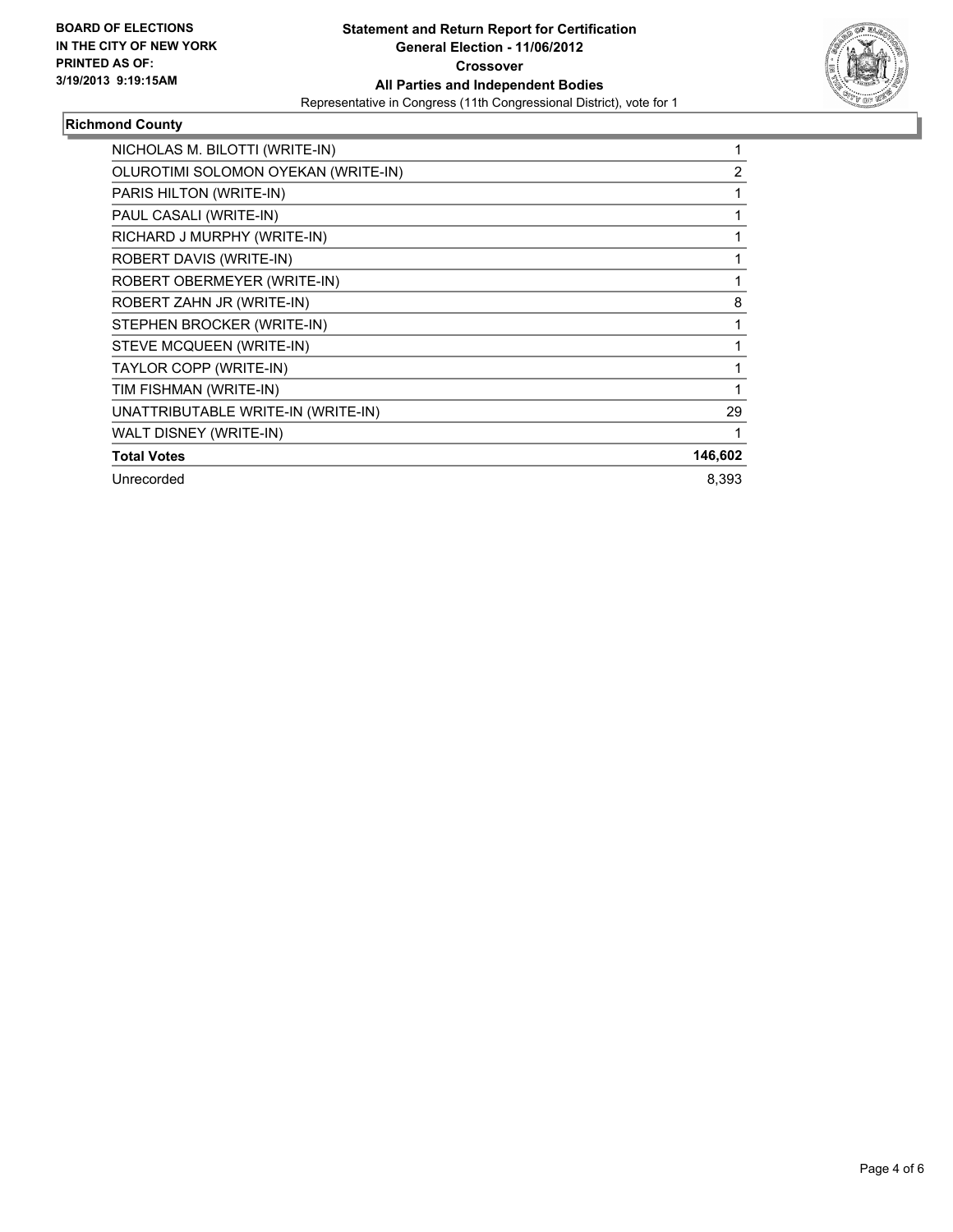**Statement and Return Report for Certification**
**General Election - 11/06/2012**
**Crossover**
**All Parties and Independent Bodies**
Representative in Congress (11th Congressional District), vote for 1

BOARD OF ELECTIONS
IN THE CITY OF NEW YORK
PRINTED AS OF:
3/19/2013 9:19:15AM

## Richmond County

| Candidate | Votes |
|---|---|
| NICHOLAS M. BILOTTI (WRITE-IN) | 1 |
| OLUROTIMI SOLOMON OYEKAN (WRITE-IN) | 2 |
| PARIS HILTON (WRITE-IN) | 1 |
| PAUL CASALI (WRITE-IN) | 1 |
| RICHARD J MURPHY (WRITE-IN) | 1 |
| ROBERT DAVIS (WRITE-IN) | 1 |
| ROBERT OBERMEYER (WRITE-IN) | 1 |
| ROBERT ZAHN JR (WRITE-IN) | 8 |
| STEPHEN BROCKER (WRITE-IN) | 1 |
| STEVE MCQUEEN (WRITE-IN) | 1 |
| TAYLOR COPP (WRITE-IN) | 1 |
| TIM FISHMAN (WRITE-IN) | 1 |
| UNATTRIBUTABLE WRITE-IN (WRITE-IN) | 29 |
| WALT DISNEY (WRITE-IN) | 1 |
| **Total Votes** | **146,602** |
| Unrecorded | 8,393 |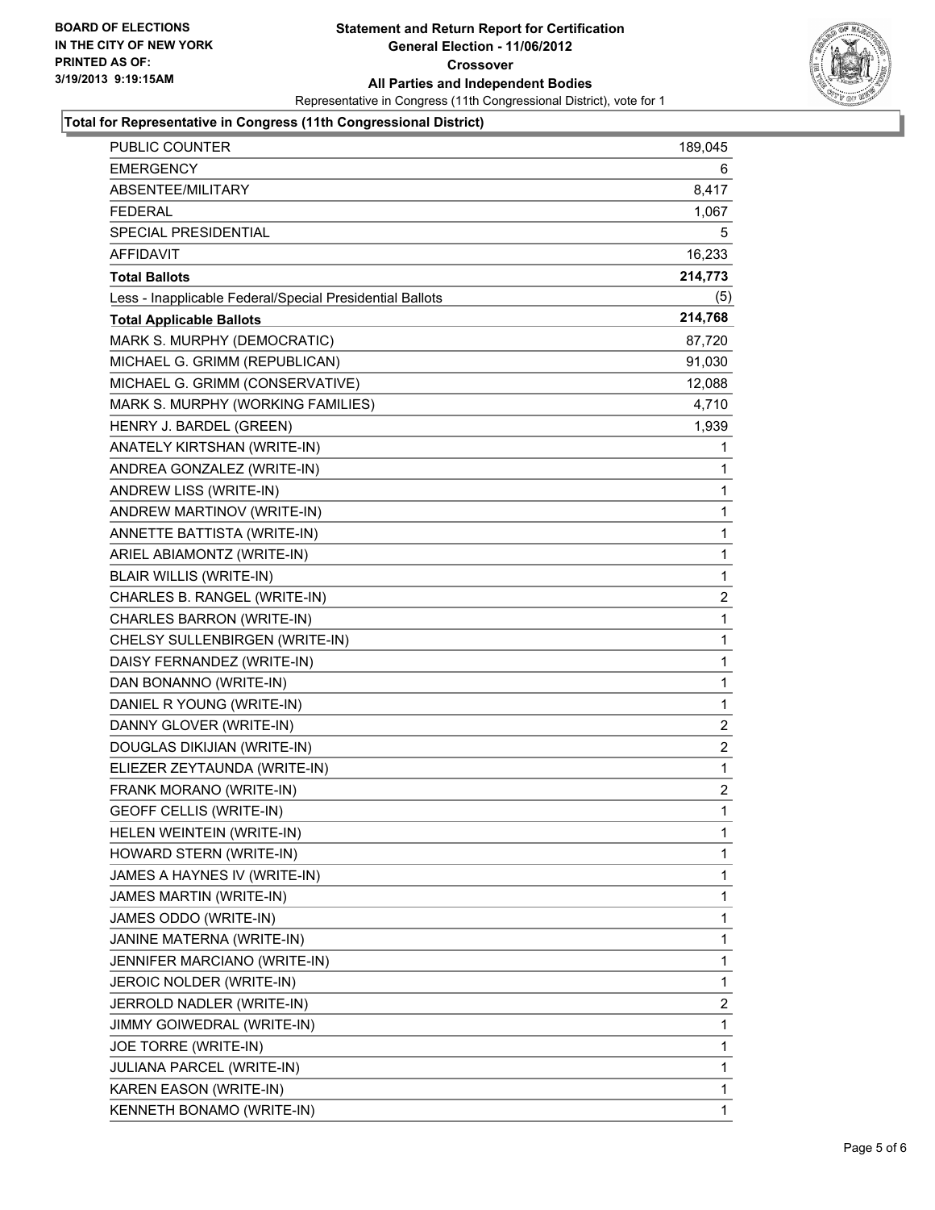BOARD OF ELECTIONS
IN THE CITY OF NEW YORK
PRINTED AS OF:
3/19/2013 9:19:15AM

# Statement and Return Report for Certification
## General Election - 11/06/2012
## Crossover
## All Parties and Independent Bodies

Representative in Congress (11th Congressional District), vote for 1

### Total for Representative in Congress (11th Congressional District)

| | |
|---|---|
| PUBLIC COUNTER | 189,045 |
| EMERGENCY | 6 |
| ABSENTEE/MILITARY | 8,417 |
| FEDERAL | 1,067 |
| SPECIAL PRESIDENTIAL | 5 |
| AFFIDAVIT | 16,233 |
| **Total Ballots** | **214,773** |
| Less - Inapplicable Federal/Special Presidential Ballots | (5) |
| **Total Applicable Ballots** | **214,768** |
| MARK S. MURPHY (DEMOCRATIC) | 87,720 |
| MICHAEL G. GRIMM (REPUBLICAN) | 91,030 |
| MICHAEL G. GRIMM (CONSERVATIVE) | 12,088 |
| MARK S. MURPHY (WORKING FAMILIES) | 4,710 |
| HENRY J. BARDEL (GREEN) | 1,939 |
| ANATELY KIRTSHAN (WRITE-IN) | 1 |
| ANDREA GONZALEZ (WRITE-IN) | 1 |
| ANDREW LISS (WRITE-IN) | 1 |
| ANDREW MARTINOV (WRITE-IN) | 1 |
| ANNETTE BATTISTA (WRITE-IN) | 1 |
| ARIEL ABIAMONTZ (WRITE-IN) | 1 |
| BLAIR WILLIS (WRITE-IN) | 1 |
| CHARLES B. RANGEL (WRITE-IN) | 2 |
| CHARLES BARRON (WRITE-IN) | 1 |
| CHELSY SULLENBIRGEN (WRITE-IN) | 1 |
| DAISY FERNANDEZ (WRITE-IN) | 1 |
| DAN BONANNO (WRITE-IN) | 1 |
| DANIEL R YOUNG (WRITE-IN) | 1 |
| DANNY GLOVER (WRITE-IN) | 2 |
| DOUGLAS DIKIJIAN (WRITE-IN) | 2 |
| ELIEZER ZEYTAUNDA (WRITE-IN) | 1 |
| FRANK MORANO (WRITE-IN) | 2 |
| GEOFF CELLIS (WRITE-IN) | 1 |
| HELEN WEINTEIN (WRITE-IN) | 1 |
| HOWARD STERN (WRITE-IN) | 1 |
| JAMES A HAYNES IV (WRITE-IN) | 1 |
| JAMES MARTIN (WRITE-IN) | 1 |
| JAMES ODDO (WRITE-IN) | 1 |
| JANINE MATERNA (WRITE-IN) | 1 |
| JENNIFER MARCIANO (WRITE-IN) | 1 |
| JEROIC NOLDER (WRITE-IN) | 1 |
| JERROLD NADLER (WRITE-IN) | 2 |
| JIMMY GOIWEDRAL (WRITE-IN) | 1 |
| JOE TORRE (WRITE-IN) | 1 |
| JULIANA PARCEL (WRITE-IN) | 1 |
| KAREN EASON (WRITE-IN) | 1 |
| KENNETH BONAMO (WRITE-IN) | 1 |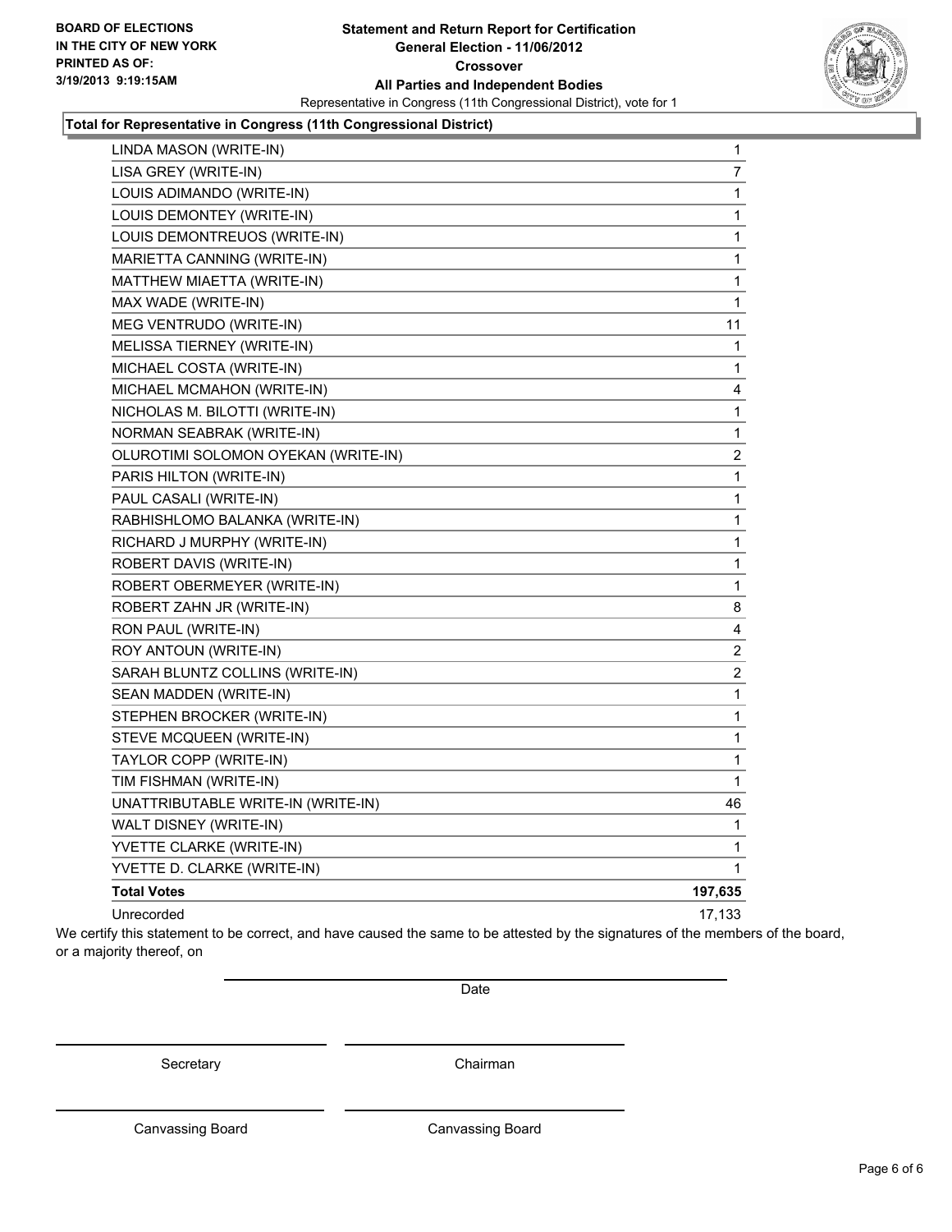**BOARD OF ELECTIONS IN THE CITY OF NEW YORK PRINTED AS OF: 3/19/2013 9:19:15AM**

**Statement and Return Report for Certification**
**General Election - 11/06/2012**
**Crossover**
**All Parties and Independent Bodies**
Representative in Congress (11th Congressional District), vote for 1

**Total for Representative in Congress (11th Congressional District)**

| | |
|---|---|
| LINDA MASON (WRITE-IN) | 1 |
| LISA GREY (WRITE-IN) | 7 |
| LOUIS ADIMANDO (WRITE-IN) | 1 |
| LOUIS DEMONTEY (WRITE-IN) | 1 |
| LOUIS DEMONTREUOS (WRITE-IN) | 1 |
| MARIETTA CANNING (WRITE-IN) | 1 |
| MATTHEW MIAETTA (WRITE-IN) | 1 |
| MAX WADE (WRITE-IN) | 1 |
| MEG VENTRUDO (WRITE-IN) | 11 |
| MELISSA TIERNEY (WRITE-IN) | 1 |
| MICHAEL COSTA (WRITE-IN) | 1 |
| MICHAEL MCMAHON (WRITE-IN) | 4 |
| NICHOLAS M. BILOTTI (WRITE-IN) | 1 |
| NORMAN SEABRAK (WRITE-IN) | 1 |
| OLUROTIMI SOLOMON OYEKAN (WRITE-IN) | 2 |
| PARIS HILTON (WRITE-IN) | 1 |
| PAUL CASALI (WRITE-IN) | 1 |
| RABHISHLOMO BALANKA (WRITE-IN) | 1 |
| RICHARD J MURPHY (WRITE-IN) | 1 |
| ROBERT DAVIS (WRITE-IN) | 1 |
| ROBERT OBERMEYER (WRITE-IN) | 1 |
| ROBERT ZAHN JR (WRITE-IN) | 8 |
| RON PAUL (WRITE-IN) | 4 |
| ROY ANTOUN (WRITE-IN) | 2 |
| SARAH BLUNTZ COLLINS (WRITE-IN) | 2 |
| SEAN MADDEN (WRITE-IN) | 1 |
| STEPHEN BROCKER (WRITE-IN) | 1 |
| STEVE MCQUEEN (WRITE-IN) | 1 |
| TAYLOR COPP (WRITE-IN) | 1 |
| TIM FISHMAN (WRITE-IN) | 1 |
| UNATTRIBUTABLE WRITE-IN (WRITE-IN) | 46 |
| WALT DISNEY (WRITE-IN) | 1 |
| YVETTE CLARKE (WRITE-IN) | 1 |
| YVETTE D. CLARKE (WRITE-IN) | 1 |
| **Total Votes** | **197,635** |
| Unrecorded | 17,133 |

We certify this statement to be correct, and have caused the same to be attested by the signatures of the members of the board, or a majority thereof, on

Date

Secretary

Chairman

Canvassing Board

Canvassing Board